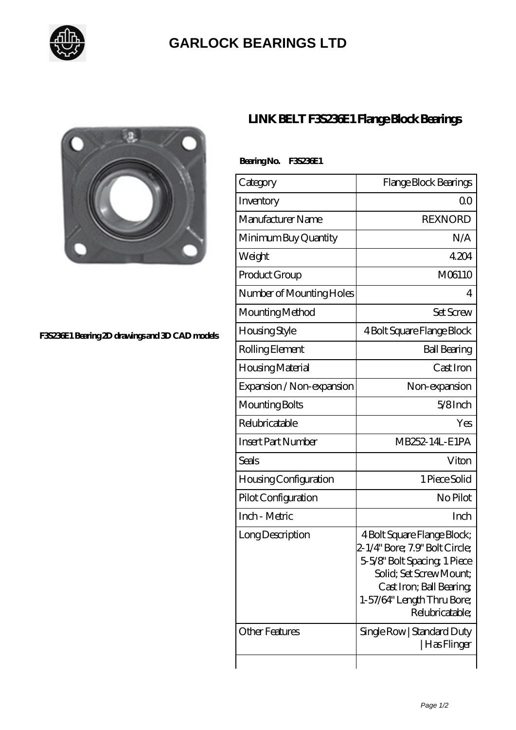# GARLOCK BEARINGS LTD

F3S236E1 Bearing 2D drawings and 3D CAD models

## LINK BELT F3S236E1 Flange Block Bearings

**Bearing No. F3S236E1**

| Category | Flange Block Bearings |
|---|---|
| Inventory | 0.0 |
| Manufacturer Name | REXNORD |
| Minimum Buy Quantity | N/A |
| Weight | 4.204 |
| Product Group | M06110 |
| Number of Mounting Holes | 4 |
| Mounting Method | Set Screw |
| Housing Style | 4 Bolt Square Flange Block |
| Rolling Element | Ball Bearing |
| Housing Material | Cast Iron |
| Expansion / Non-expansion | Non-expansion |
| Mounting Bolts | 5/8 Inch |
| Relubricatable | Yes |
| Insert Part Number | MB252-14L-E1PA |
| Seals | Viton |
| Housing Configuration | 1 Piece Solid |
| Pilot Configuration | No Pilot |
| Inch - Metric | Inch |
| Long Description | 4 Bolt Square Flange Block; 2-1/4" Bore; 7.9" Bolt Circle; 5-5/8" Bolt Spacing; 1 Piece Solid; Set Screw Mount; Cast Iron; Ball Bearing; 1-57/64" Length Thru Bore; Relubricatable; |
| Other Features | Single Row \| Standard Duty \| Has Flinger |
| | |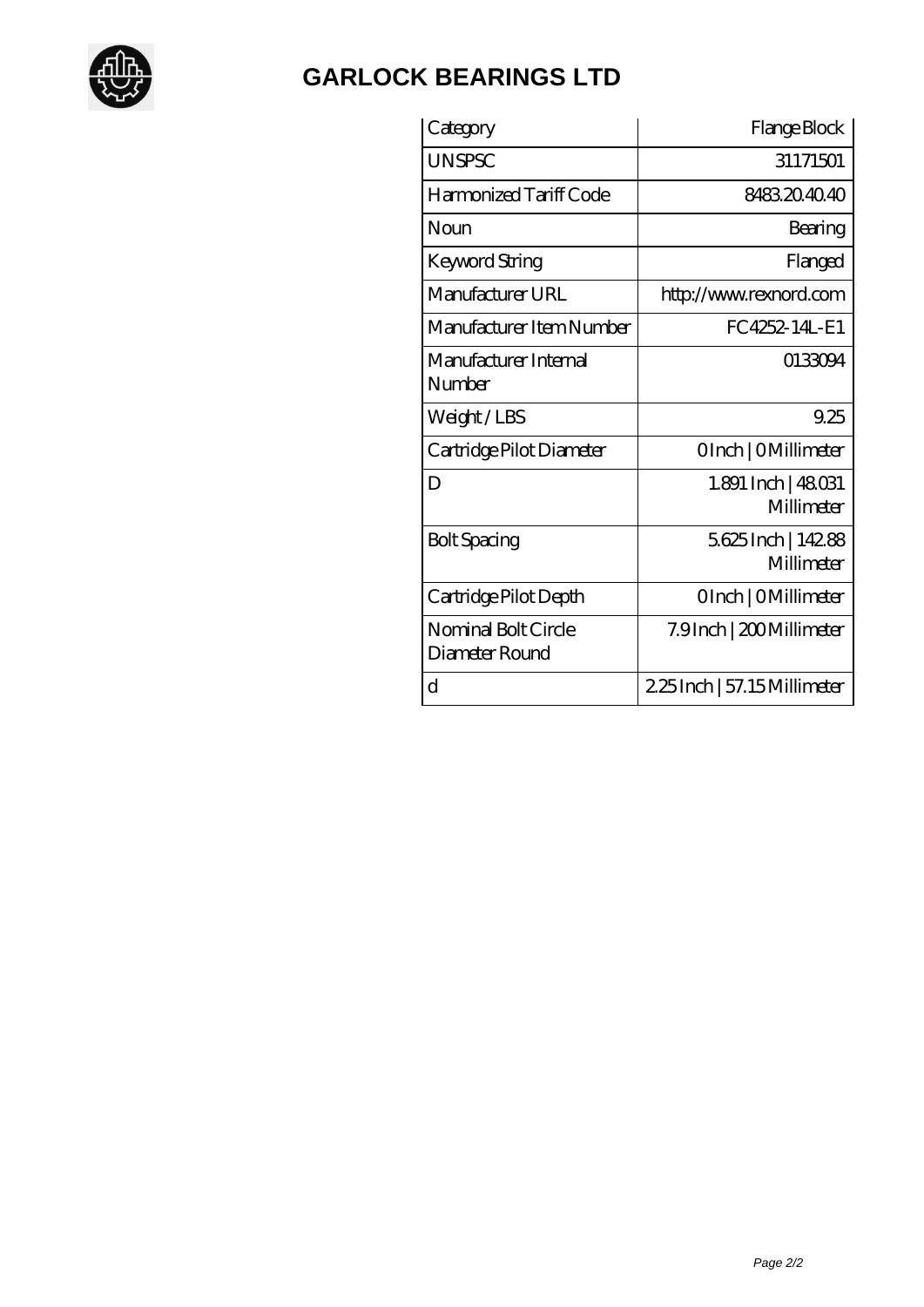# GARLOCK BEARINGS LTD

| | |
|---|---|
| Category | Flange Block |
| UNSPSC | 31171501 |
| Harmonized Tariff Code | 8483.20.40.40 |
| Noun | Bearing |
| Keyword String | Flanged |
| Manufacturer URL | http://www.rexnord.com |
| Manufacturer Item Number | FC4252-14L-E1 |
| Manufacturer Internal Number | 0133094 |
| Weight / LBS | 9.25 |
| Cartridge Pilot Diameter | 0 Inch \| 0 Millimeter |
| D | 1.891 Inch \| 48.031 Millimeter |
| Bolt Spacing | 5.625 Inch \| 142.88 Millimeter |
| Cartridge Pilot Depth | 0 Inch \| 0 Millimeter |
| Nominal Bolt Circle Diameter Round | 7.9 Inch \| 200 Millimeter |
| d | 2.25 Inch \| 57.15 Millimeter |